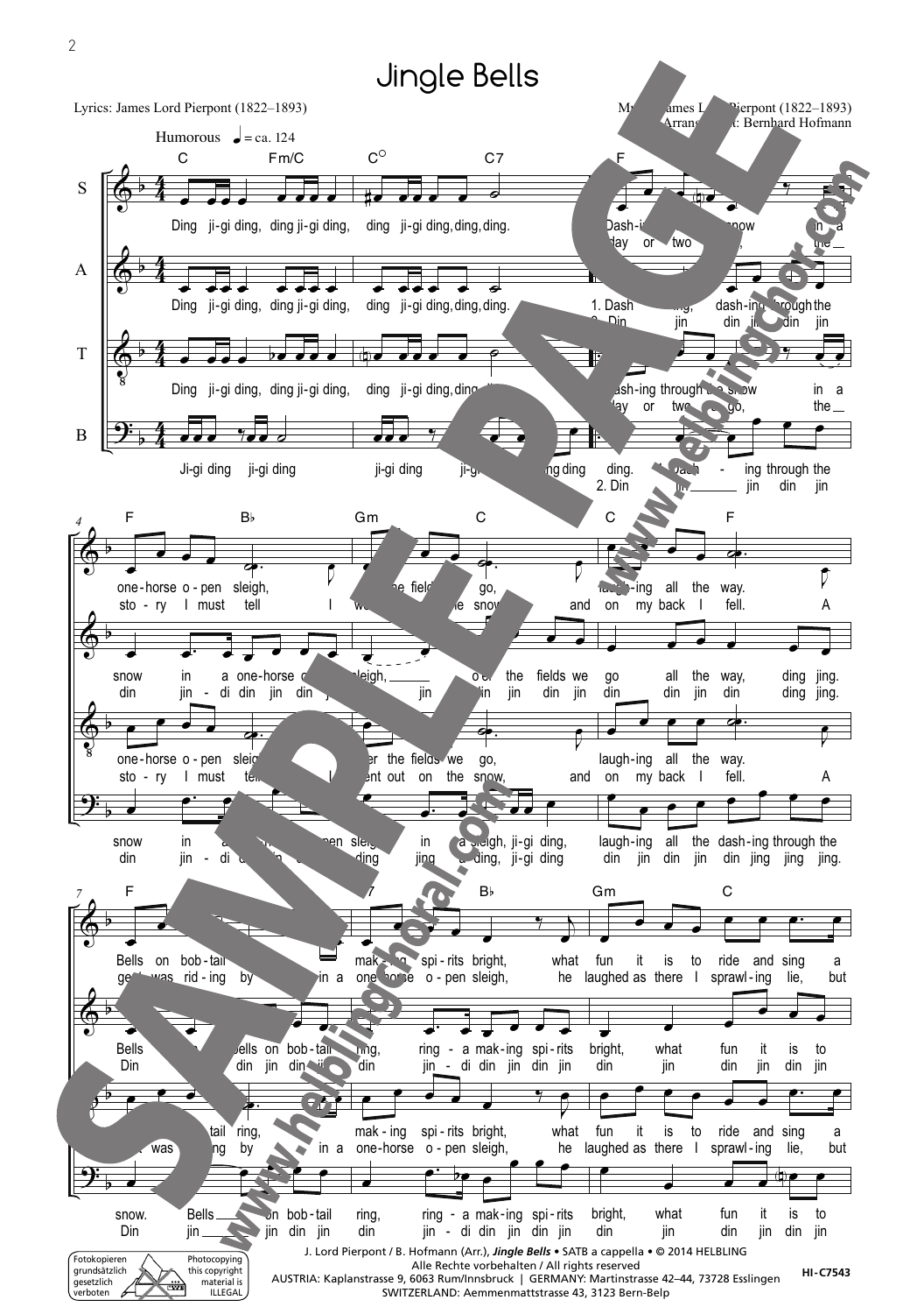# Jingle Bells

Lyrics: James Lord Pierpont (1822–1893)

Music: James Lord Pierpont (1822–1893)
Arrangement: Bernhard Hofmann

Humorous ♩ = ca. 124

J. Lord Pierpont / B. Hofmann (Arr.), *Jingle Bells* • SATB a cappella • © 2014 HELBLING
Alle Rechte vorbehalten / All rights reserved
AUSTRIA: Kaplanstrasse 9, 6063 Rum/Innsbruck | GERMANY: Martinstrasse 42–44, 73728 Esslingen
SWITZERLAND: Aemmenmattstrasse 43, 3123 Bern-Belp

Fotokopieren grundsätzlich gesetzlich verboten

Photocopying this copyright material is ILLEGAL

HI-C7543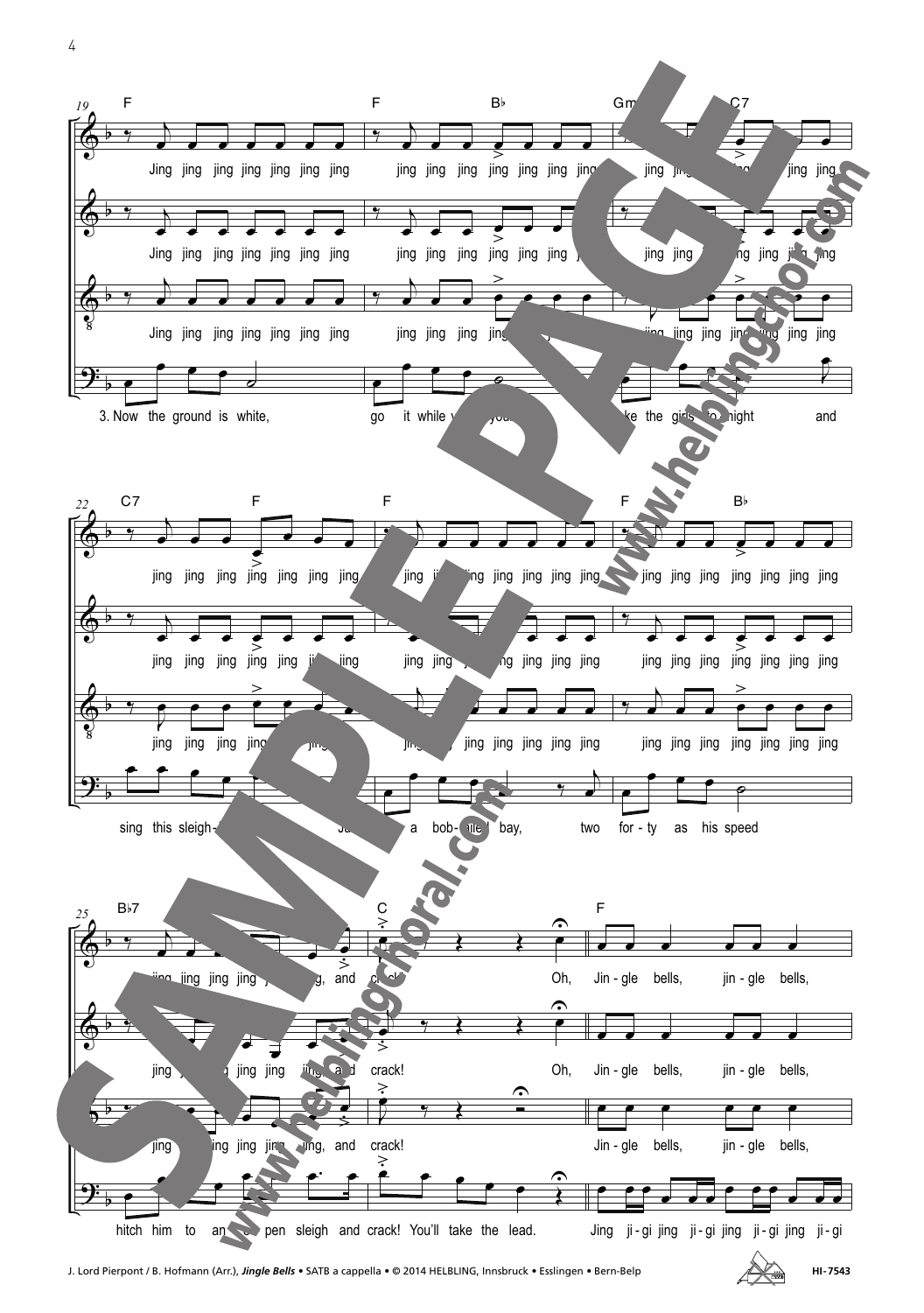F | F B♭ | Gm C7

Jing jing jing jing jing jing jing | jing jing jing jing jing jing jing | jing jing jing jing

3. Now the ground is white, go it while you're young, take the girls tonight and

C7 F | F | F B♭

jing jing jing jing jing jing jing | jing jing jing jing jing jing jing | jing jing jing jing jing jing jing

sing this sleigh- ... a bob-tailed bay, two for-ty as his speed

B♭7 | C | F

jing jing jing jing jing, and crack! Oh, Jin-gle bells, jin-gle bells,

hitch him to an open sleigh and crack! You'll take the lead. Jing ji-gi jing ji-gi jing ji-gi jing ji-gi